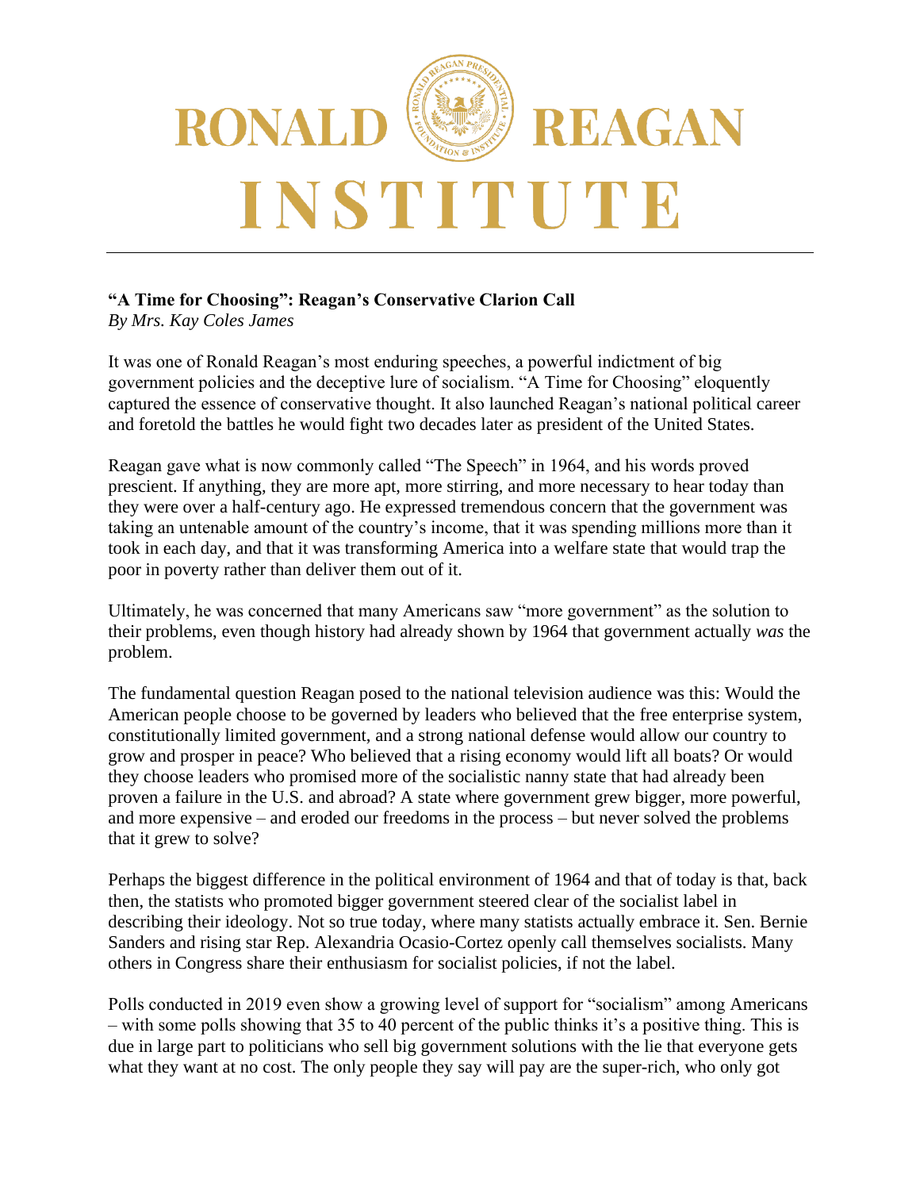# RONALD REAGAN INSTITUTE

**"A Time for Choosing": Reagan's Conservative Clarion Call**
*By Mrs. Kay Coles James*

It was one of Ronald Reagan's most enduring speeches, a powerful indictment of big government policies and the deceptive lure of socialism. "A Time for Choosing" eloquently captured the essence of conservative thought. It also launched Reagan's national political career and foretold the battles he would fight two decades later as president of the United States.

Reagan gave what is now commonly called "The Speech" in 1964, and his words proved prescient. If anything, they are more apt, more stirring, and more necessary to hear today than they were over a half-century ago. He expressed tremendous concern that the government was taking an untenable amount of the country's income, that it was spending millions more than it took in each day, and that it was transforming America into a welfare state that would trap the poor in poverty rather than deliver them out of it.

Ultimately, he was concerned that many Americans saw "more government" as the solution to their problems, even though history had already shown by 1964 that government actually *was* the problem.

The fundamental question Reagan posed to the national television audience was this: Would the American people choose to be governed by leaders who believed that the free enterprise system, constitutionally limited government, and a strong national defense would allow our country to grow and prosper in peace? Who believed that a rising economy would lift all boats? Or would they choose leaders who promised more of the socialistic nanny state that had already been proven a failure in the U.S. and abroad? A state where government grew bigger, more powerful, and more expensive – and eroded our freedoms in the process – but never solved the problems that it grew to solve?

Perhaps the biggest difference in the political environment of 1964 and that of today is that, back then, the statists who promoted bigger government steered clear of the socialist label in describing their ideology. Not so true today, where many statists actually embrace it. Sen. Bernie Sanders and rising star Rep. Alexandria Ocasio-Cortez openly call themselves socialists. Many others in Congress share their enthusiasm for socialist policies, if not the label.

Polls conducted in 2019 even show a growing level of support for "socialism" among Americans – with some polls showing that 35 to 40 percent of the public thinks it's a positive thing. This is due in large part to politicians who sell big government solutions with the lie that everyone gets what they want at no cost. The only people they say will pay are the super-rich, who only got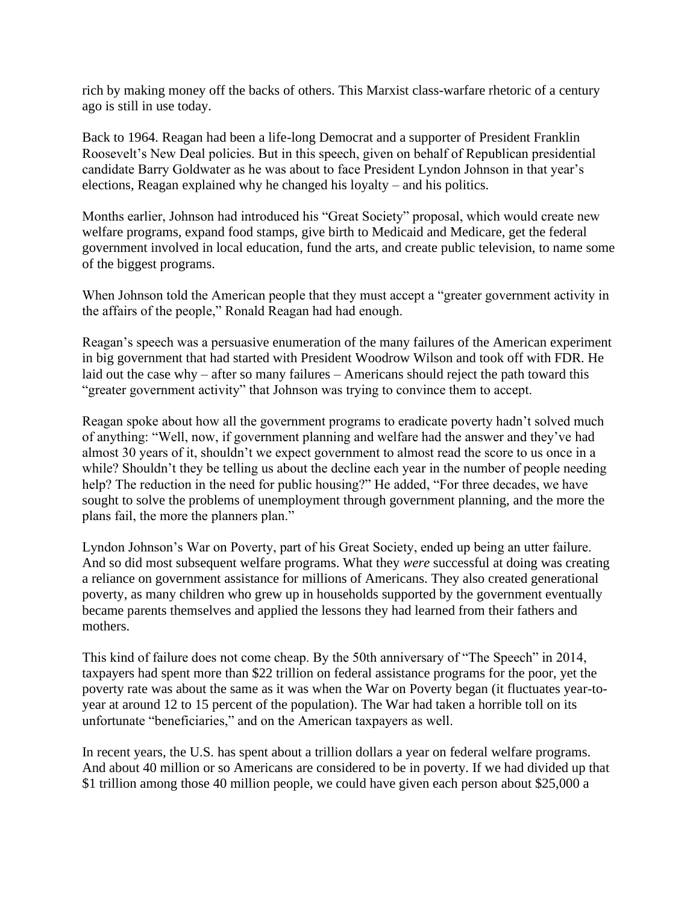rich by making money off the backs of others. This Marxist class-warfare rhetoric of a century ago is still in use today.

Back to 1964. Reagan had been a life-long Democrat and a supporter of President Franklin Roosevelt's New Deal policies. But in this speech, given on behalf of Republican presidential candidate Barry Goldwater as he was about to face President Lyndon Johnson in that year's elections, Reagan explained why he changed his loyalty – and his politics.

Months earlier, Johnson had introduced his "Great Society" proposal, which would create new welfare programs, expand food stamps, give birth to Medicaid and Medicare, get the federal government involved in local education, fund the arts, and create public television, to name some of the biggest programs.

When Johnson told the American people that they must accept a "greater government activity in the affairs of the people," Ronald Reagan had had enough.

Reagan's speech was a persuasive enumeration of the many failures of the American experiment in big government that had started with President Woodrow Wilson and took off with FDR. He laid out the case why – after so many failures – Americans should reject the path toward this "greater government activity" that Johnson was trying to convince them to accept.

Reagan spoke about how all the government programs to eradicate poverty hadn't solved much of anything: "Well, now, if government planning and welfare had the answer and they've had almost 30 years of it, shouldn't we expect government to almost read the score to us once in a while? Shouldn't they be telling us about the decline each year in the number of people needing help? The reduction in the need for public housing?" He added, "For three decades, we have sought to solve the problems of unemployment through government planning, and the more the plans fail, the more the planners plan."

Lyndon Johnson's War on Poverty, part of his Great Society, ended up being an utter failure. And so did most subsequent welfare programs. What they *were* successful at doing was creating a reliance on government assistance for millions of Americans. They also created generational poverty, as many children who grew up in households supported by the government eventually became parents themselves and applied the lessons they had learned from their fathers and mothers.

This kind of failure does not come cheap. By the 50th anniversary of "The Speech" in 2014, taxpayers had spent more than $22 trillion on federal assistance programs for the poor, yet the poverty rate was about the same as it was when the War on Poverty began (it fluctuates year-to-year at around 12 to 15 percent of the population). The War had taken a horrible toll on its unfortunate "beneficiaries," and on the American taxpayers as well.

In recent years, the U.S. has spent about a trillion dollars a year on federal welfare programs. And about 40 million or so Americans are considered to be in poverty. If we had divided up that $1 trillion among those 40 million people, we could have given each person about $25,000 a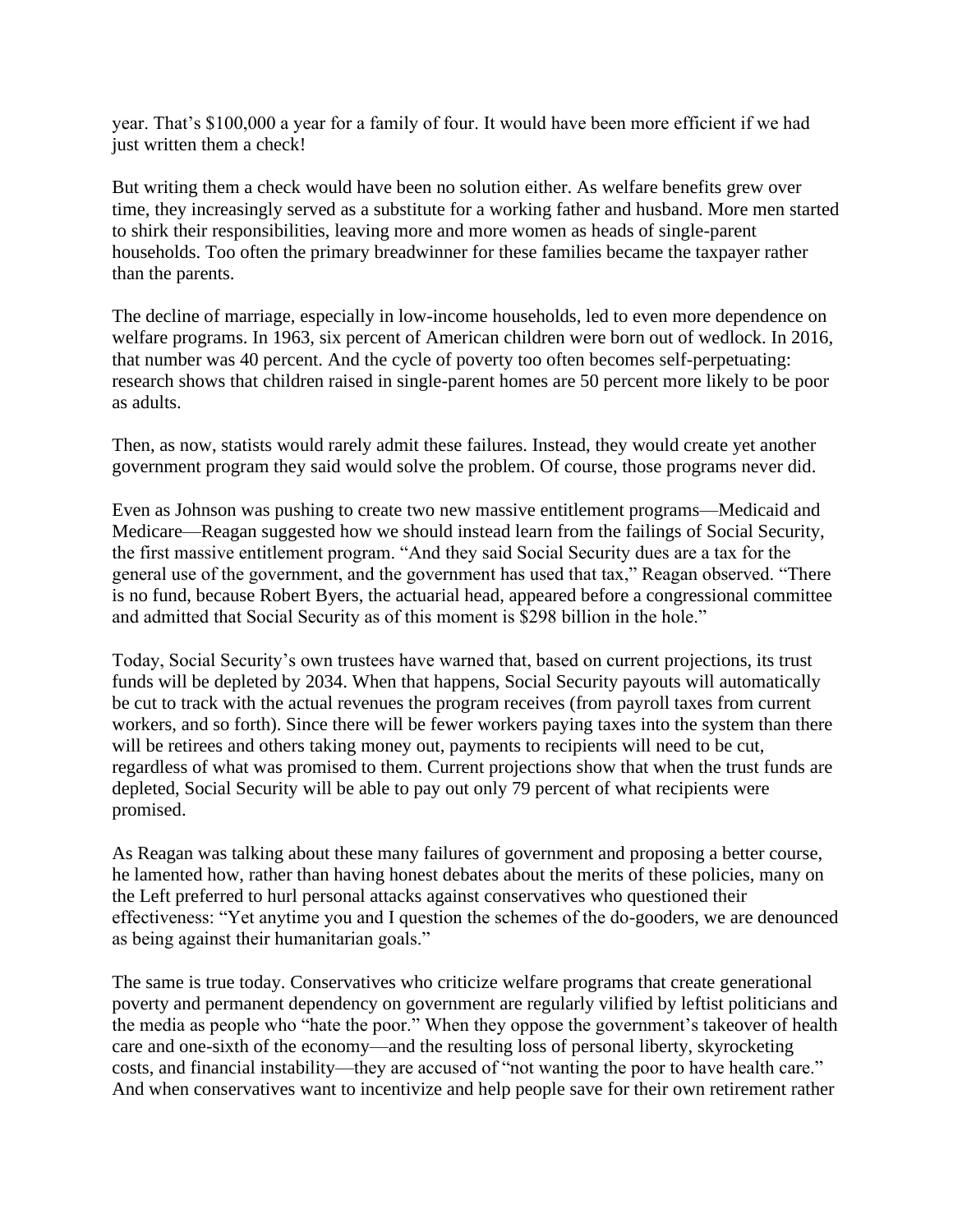year. That’s $100,000 a year for a family of four. It would have been more efficient if we had just written them a check!

But writing them a check would have been no solution either. As welfare benefits grew over time, they increasingly served as a substitute for a working father and husband. More men started to shirk their responsibilities, leaving more and more women as heads of single-parent households. Too often the primary breadwinner for these families became the taxpayer rather than the parents.

The decline of marriage, especially in low-income households, led to even more dependence on welfare programs. In 1963, six percent of American children were born out of wedlock. In 2016, that number was 40 percent. And the cycle of poverty too often becomes self-perpetuating: research shows that children raised in single-parent homes are 50 percent more likely to be poor as adults.

Then, as now, statists would rarely admit these failures. Instead, they would create yet another government program they said would solve the problem. Of course, those programs never did.

Even as Johnson was pushing to create two new massive entitlement programs—Medicaid and Medicare—Reagan suggested how we should instead learn from the failings of Social Security, the first massive entitlement program. “And they said Social Security dues are a tax for the general use of the government, and the government has used that tax,” Reagan observed. “There is no fund, because Robert Byers, the actuarial head, appeared before a congressional committee and admitted that Social Security as of this moment is $298 billion in the hole.”

Today, Social Security’s own trustees have warned that, based on current projections, its trust funds will be depleted by 2034. When that happens, Social Security payouts will automatically be cut to track with the actual revenues the program receives (from payroll taxes from current workers, and so forth). Since there will be fewer workers paying taxes into the system than there will be retirees and others taking money out, payments to recipients will need to be cut, regardless of what was promised to them. Current projections show that when the trust funds are depleted, Social Security will be able to pay out only 79 percent of what recipients were promised.

As Reagan was talking about these many failures of government and proposing a better course, he lamented how, rather than having honest debates about the merits of these policies, many on the Left preferred to hurl personal attacks against conservatives who questioned their effectiveness: “Yet anytime you and I question the schemes of the do-gooders, we are denounced as being against their humanitarian goals.”

The same is true today. Conservatives who criticize welfare programs that create generational poverty and permanent dependency on government are regularly vilified by leftist politicians and the media as people who “hate the poor.” When they oppose the government’s takeover of health care and one-sixth of the economy—and the resulting loss of personal liberty, skyrocketing costs, and financial instability—they are accused of “not wanting the poor to have health care.” And when conservatives want to incentivize and help people save for their own retirement rather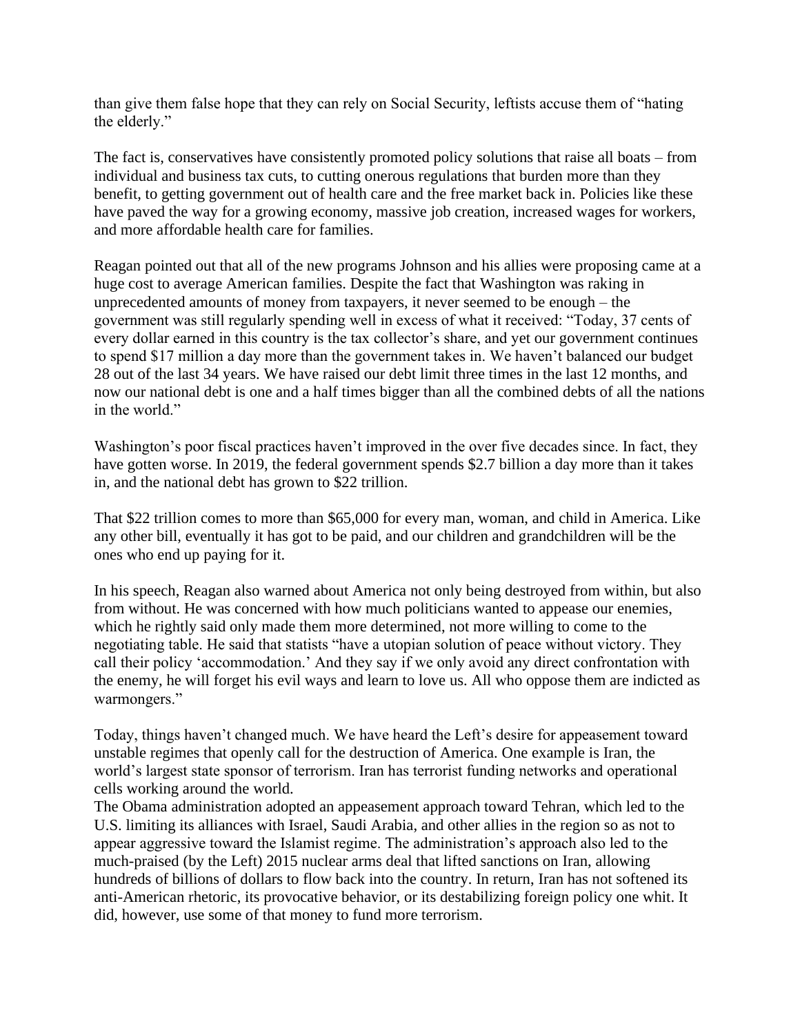than give them false hope that they can rely on Social Security, leftists accuse them of "hating the elderly."

The fact is, conservatives have consistently promoted policy solutions that raise all boats – from individual and business tax cuts, to cutting onerous regulations that burden more than they benefit, to getting government out of health care and the free market back in. Policies like these have paved the way for a growing economy, massive job creation, increased wages for workers, and more affordable health care for families.

Reagan pointed out that all of the new programs Johnson and his allies were proposing came at a huge cost to average American families. Despite the fact that Washington was raking in unprecedented amounts of money from taxpayers, it never seemed to be enough – the government was still regularly spending well in excess of what it received: "Today, 37 cents of every dollar earned in this country is the tax collector's share, and yet our government continues to spend $17 million a day more than the government takes in. We haven't balanced our budget 28 out of the last 34 years. We have raised our debt limit three times in the last 12 months, and now our national debt is one and a half times bigger than all the combined debts of all the nations in the world."

Washington's poor fiscal practices haven't improved in the over five decades since. In fact, they have gotten worse. In 2019, the federal government spends $2.7 billion a day more than it takes in, and the national debt has grown to $22 trillion.

That $22 trillion comes to more than $65,000 for every man, woman, and child in America. Like any other bill, eventually it has got to be paid, and our children and grandchildren will be the ones who end up paying for it.

In his speech, Reagan also warned about America not only being destroyed from within, but also from without. He was concerned with how much politicians wanted to appease our enemies, which he rightly said only made them more determined, not more willing to come to the negotiating table. He said that statists "have a utopian solution of peace without victory. They call their policy 'accommodation.' And they say if we only avoid any direct confrontation with the enemy, he will forget his evil ways and learn to love us. All who oppose them are indicted as warmongers."

Today, things haven't changed much. We have heard the Left's desire for appeasement toward unstable regimes that openly call for the destruction of America. One example is Iran, the world's largest state sponsor of terrorism. Iran has terrorist funding networks and operational cells working around the world.

The Obama administration adopted an appeasement approach toward Tehran, which led to the U.S. limiting its alliances with Israel, Saudi Arabia, and other allies in the region so as not to appear aggressive toward the Islamist regime. The administration's approach also led to the much-praised (by the Left) 2015 nuclear arms deal that lifted sanctions on Iran, allowing hundreds of billions of dollars to flow back into the country. In return, Iran has not softened its anti-American rhetoric, its provocative behavior, or its destabilizing foreign policy one whit. It did, however, use some of that money to fund more terrorism.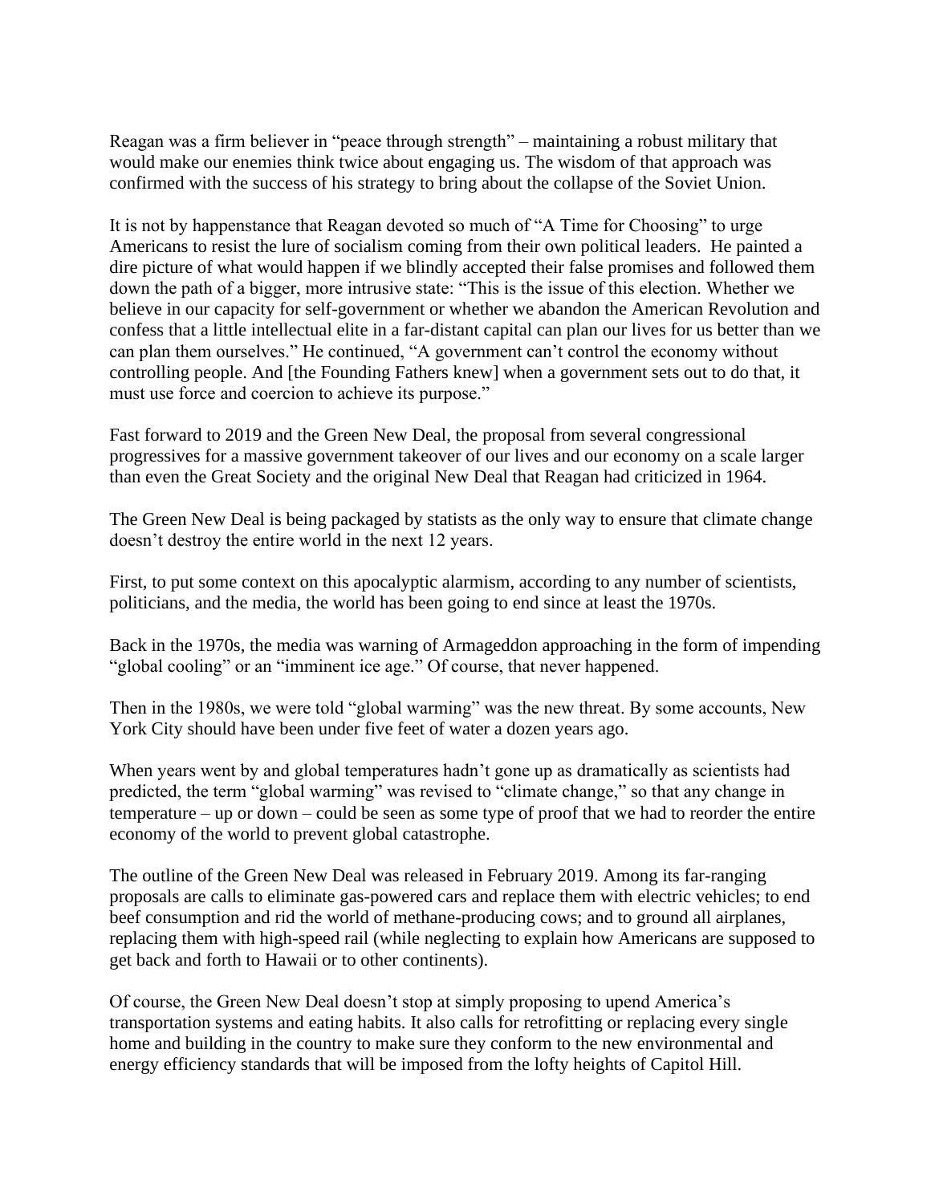Reagan was a firm believer in "peace through strength" – maintaining a robust military that would make our enemies think twice about engaging us. The wisdom of that approach was confirmed with the success of his strategy to bring about the collapse of the Soviet Union.

It is not by happenstance that Reagan devoted so much of "A Time for Choosing" to urge Americans to resist the lure of socialism coming from their own political leaders. He painted a dire picture of what would happen if we blindly accepted their false promises and followed them down the path of a bigger, more intrusive state: "This is the issue of this election. Whether we believe in our capacity for self-government or whether we abandon the American Revolution and confess that a little intellectual elite in a far-distant capital can plan our lives for us better than we can plan them ourselves." He continued, "A government can't control the economy without controlling people. And [the Founding Fathers knew] when a government sets out to do that, it must use force and coercion to achieve its purpose."

Fast forward to 2019 and the Green New Deal, the proposal from several congressional progressives for a massive government takeover of our lives and our economy on a scale larger than even the Great Society and the original New Deal that Reagan had criticized in 1964.

The Green New Deal is being packaged by statists as the only way to ensure that climate change doesn't destroy the entire world in the next 12 years.

First, to put some context on this apocalyptic alarmism, according to any number of scientists, politicians, and the media, the world has been going to end since at least the 1970s.

Back in the 1970s, the media was warning of Armageddon approaching in the form of impending "global cooling" or an "imminent ice age." Of course, that never happened.

Then in the 1980s, we were told "global warming" was the new threat. By some accounts, New York City should have been under five feet of water a dozen years ago.

When years went by and global temperatures hadn't gone up as dramatically as scientists had predicted, the term "global warming" was revised to "climate change," so that any change in temperature – up or down – could be seen as some type of proof that we had to reorder the entire economy of the world to prevent global catastrophe.

The outline of the Green New Deal was released in February 2019. Among its far-ranging proposals are calls to eliminate gas-powered cars and replace them with electric vehicles; to end beef consumption and rid the world of methane-producing cows; and to ground all airplanes, replacing them with high-speed rail (while neglecting to explain how Americans are supposed to get back and forth to Hawaii or to other continents).

Of course, the Green New Deal doesn't stop at simply proposing to upend America's transportation systems and eating habits. It also calls for retrofitting or replacing every single home and building in the country to make sure they conform to the new environmental and energy efficiency standards that will be imposed from the lofty heights of Capitol Hill.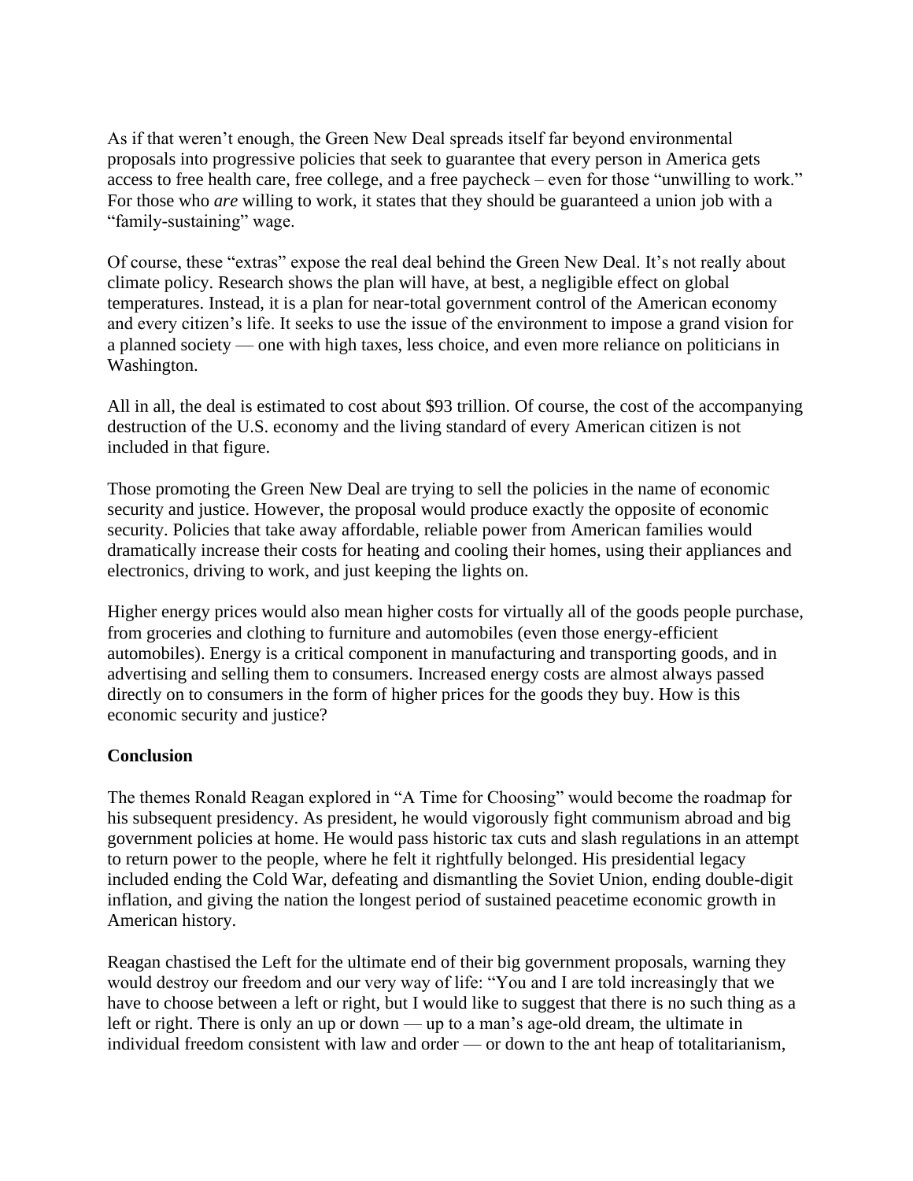As if that weren't enough, the Green New Deal spreads itself far beyond environmental proposals into progressive policies that seek to guarantee that every person in America gets access to free health care, free college, and a free paycheck – even for those "unwilling to work." For those who *are* willing to work, it states that they should be guaranteed a union job with a "family-sustaining" wage.

Of course, these "extras" expose the real deal behind the Green New Deal. It's not really about climate policy. Research shows the plan will have, at best, a negligible effect on global temperatures. Instead, it is a plan for near-total government control of the American economy and every citizen's life. It seeks to use the issue of the environment to impose a grand vision for a planned society — one with high taxes, less choice, and even more reliance on politicians in Washington.

All in all, the deal is estimated to cost about $93 trillion. Of course, the cost of the accompanying destruction of the U.S. economy and the living standard of every American citizen is not included in that figure.

Those promoting the Green New Deal are trying to sell the policies in the name of economic security and justice. However, the proposal would produce exactly the opposite of economic security. Policies that take away affordable, reliable power from American families would dramatically increase their costs for heating and cooling their homes, using their appliances and electronics, driving to work, and just keeping the lights on.

Higher energy prices would also mean higher costs for virtually all of the goods people purchase, from groceries and clothing to furniture and automobiles (even those energy-efficient automobiles). Energy is a critical component in manufacturing and transporting goods, and in advertising and selling them to consumers. Increased energy costs are almost always passed directly on to consumers in the form of higher prices for the goods they buy. How is this economic security and justice?

**Conclusion**

The themes Ronald Reagan explored in "A Time for Choosing" would become the roadmap for his subsequent presidency. As president, he would vigorously fight communism abroad and big government policies at home. He would pass historic tax cuts and slash regulations in an attempt to return power to the people, where he felt it rightfully belonged. His presidential legacy included ending the Cold War, defeating and dismantling the Soviet Union, ending double-digit inflation, and giving the nation the longest period of sustained peacetime economic growth in American history.

Reagan chastised the Left for the ultimate end of their big government proposals, warning they would destroy our freedom and our very way of life: "You and I are told increasingly that we have to choose between a left or right, but I would like to suggest that there is no such thing as a left or right. There is only an up or down — up to a man's age-old dream, the ultimate in individual freedom consistent with law and order — or down to the ant heap of totalitarianism,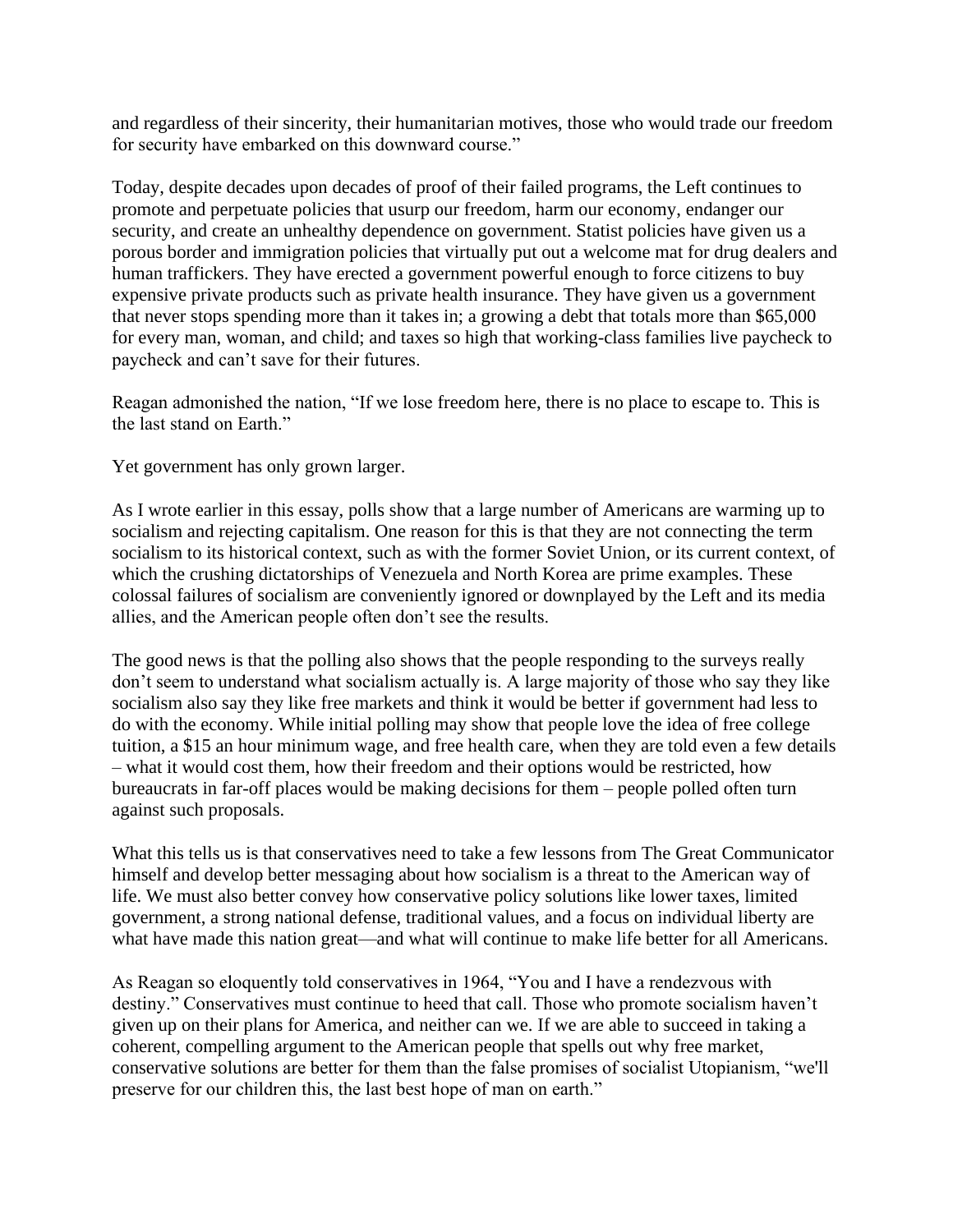and regardless of their sincerity, their humanitarian motives, those who would trade our freedom for security have embarked on this downward course."

Today, despite decades upon decades of proof of their failed programs, the Left continues to promote and perpetuate policies that usurp our freedom, harm our economy, endanger our security, and create an unhealthy dependence on government. Statist policies have given us a porous border and immigration policies that virtually put out a welcome mat for drug dealers and human traffickers. They have erected a government powerful enough to force citizens to buy expensive private products such as private health insurance. They have given us a government that never stops spending more than it takes in; a growing a debt that totals more than $65,000 for every man, woman, and child; and taxes so high that working-class families live paycheck to paycheck and can't save for their futures.

Reagan admonished the nation, "If we lose freedom here, there is no place to escape to. This is the last stand on Earth."

Yet government has only grown larger.

As I wrote earlier in this essay, polls show that a large number of Americans are warming up to socialism and rejecting capitalism. One reason for this is that they are not connecting the term socialism to its historical context, such as with the former Soviet Union, or its current context, of which the crushing dictatorships of Venezuela and North Korea are prime examples. These colossal failures of socialism are conveniently ignored or downplayed by the Left and its media allies, and the American people often don't see the results.

The good news is that the polling also shows that the people responding to the surveys really don't seem to understand what socialism actually is. A large majority of those who say they like socialism also say they like free markets and think it would be better if government had less to do with the economy. While initial polling may show that people love the idea of free college tuition, a $15 an hour minimum wage, and free health care, when they are told even a few details – what it would cost them, how their freedom and their options would be restricted, how bureaucrats in far-off places would be making decisions for them – people polled often turn against such proposals.

What this tells us is that conservatives need to take a few lessons from The Great Communicator himself and develop better messaging about how socialism is a threat to the American way of life. We must also better convey how conservative policy solutions like lower taxes, limited government, a strong national defense, traditional values, and a focus on individual liberty are what have made this nation great—and what will continue to make life better for all Americans.

As Reagan so eloquently told conservatives in 1964, "You and I have a rendezvous with destiny." Conservatives must continue to heed that call. Those who promote socialism haven't given up on their plans for America, and neither can we. If we are able to succeed in taking a coherent, compelling argument to the American people that spells out why free market, conservative solutions are better for them than the false promises of socialist Utopianism, "we'll preserve for our children this, the last best hope of man on earth."